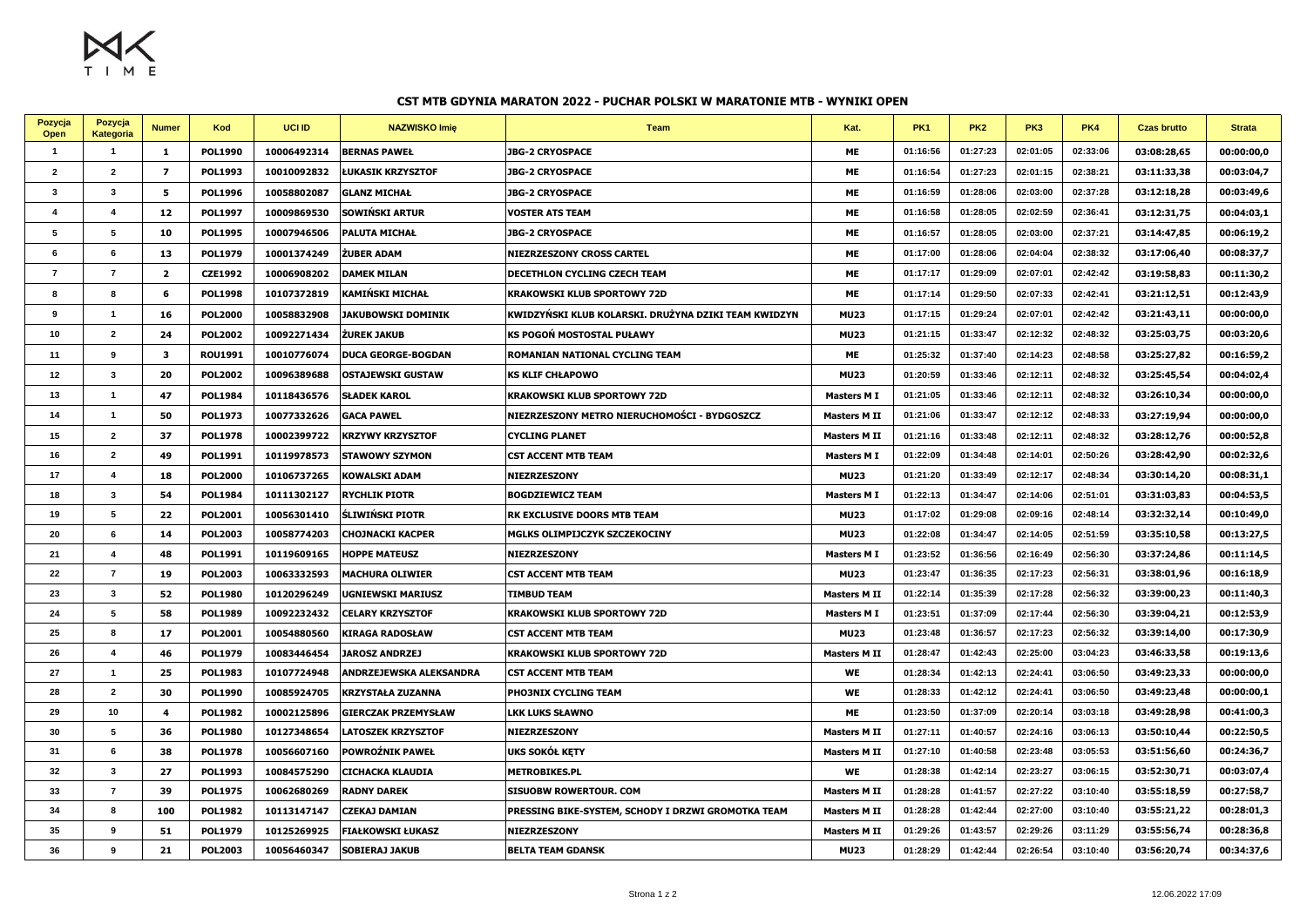### CST MTB GDYNIA MARATON 2022 - PUCHAR POLSKI W MARATONIE MTB - WYNIKI OPEN

| Pozycja Open | Pozycja Kategoria | Numer | Kod | UCI ID | NAZWISKO Imię | Team | Kat. | PK1 | PK2 | PK3 | PK4 | Czas brutto | Strata |
|---|---|---|---|---|---|---|---|---|---|---|---|---|---|
| 1 | 1 | 1 | POL1990 | 10006492314 | BERNAS PAWEŁ | JBG-2 CRYOSPACE | ME | 01:16:56 | 01:27:23 | 02:01:05 | 02:33:06 | 03:08:28,65 | 00:00:00,0 |
| 2 | 2 | 7 | POL1993 | 10010092832 | ŁUKASIK KRZYSZTOF | JBG-2 CRYOSPACE | ME | 01:16:54 | 01:27:23 | 02:01:15 | 02:38:21 | 03:11:33,38 | 00:03:04,7 |
| 3 | 3 | 5 | POL1996 | 10058802087 | GLANZ MICHAŁ | JBG-2 CRYOSPACE | ME | 01:16:59 | 01:28:06 | 02:03:00 | 02:37:28 | 03:12:18,28 | 00:03:49,6 |
| 4 | 4 | 12 | POL1997 | 10009869530 | SOWIŃSKI ARTUR | VOSTER ATS TEAM | ME | 01:16:58 | 01:28:05 | 02:02:59 | 02:36:41 | 03:12:31,75 | 00:04:03,1 |
| 5 | 5 | 10 | POL1995 | 10007946506 | PALUTA MICHAŁ | JBG-2 CRYOSPACE | ME | 01:16:57 | 01:28:05 | 02:03:00 | 02:37:21 | 03:14:47,85 | 00:06:19,2 |
| 6 | 6 | 13 | POL1979 | 10001374249 | ŻUBER ADAM | NIEZRZESZONY CROSS CARTEL | ME | 01:17:00 | 01:28:06 | 02:04:04 | 02:38:32 | 03:17:06,40 | 00:08:37,7 |
| 7 | 7 | 2 | CZE1992 | 10006908202 | DAMEK MILAN | DECETHLON CYCLING CZECH TEAM | ME | 01:17:17 | 01:29:09 | 02:07:01 | 02:42:42 | 03:19:58,83 | 00:11:30,2 |
| 8 | 8 | 6 | POL1998 | 10107372819 | KAMIŃSKI MICHAŁ | KRAKOWSKI KLUB SPORTOWY 72D | ME | 01:17:14 | 01:29:50 | 02:07:33 | 02:42:41 | 03:21:12,51 | 00:12:43,9 |
| 9 | 1 | 16 | POL2000 | 10058832908 | JAKUBOWSKI DOMINIK | KWIDZYŃSKI KLUB KOLARSKI. DRUŻYNA DZIKI TEAM KWIDZYN | MU23 | 01:17:15 | 01:29:24 | 02:07:01 | 02:42:42 | 03:21:43,11 | 00:00:00,0 |
| 10 | 2 | 24 | POL2002 | 10092271434 | ŻUREK JAKUB | KS POGOŃ MOSTOSTAL PUŁAWY | MU23 | 01:21:15 | 01:33:47 | 02:12:32 | 02:48:32 | 03:25:03,75 | 00:03:20,6 |
| 11 | 9 | 3 | ROU1991 | 10010776074 | DUCA GEORGE-BOGDAN | ROMANIAN NATIONAL CYCLING TEAM | ME | 01:25:32 | 01:37:40 | 02:14:23 | 02:48:58 | 03:25:27,82 | 00:16:59,2 |
| 12 | 3 | 20 | POL2002 | 10096389688 | OSTAJEWSKI GUSTAW | KS KLIF CHŁAPOWO | MU23 | 01:20:59 | 01:33:46 | 02:12:11 | 02:48:32 | 03:25:45,54 | 00:04:02,4 |
| 13 | 1 | 47 | POL1984 | 10118436576 | SŁADEK KAROL | KRAKOWSKI KLUB SPORTOWY 72D | Masters M I | 01:21:05 | 01:33:46 | 02:12:11 | 02:48:32 | 03:26:10,34 | 00:00:00,0 |
| 14 | 1 | 50 | POL1973 | 10077332626 | GACA PAWEL | NIEZRZESZONY METRO NIERUCHOMOŚCI - BYDGOSZCZ | Masters M II | 01:21:06 | 01:33:47 | 02:12:12 | 02:48:33 | 03:27:19,94 | 00:00:00,0 |
| 15 | 2 | 37 | POL1978 | 10002399722 | KRZYWY KRZYSZTOF | CYCLING PLANET | Masters M II | 01:21:16 | 01:33:48 | 02:12:11 | 02:48:32 | 03:28:12,76 | 00:00:52,8 |
| 16 | 2 | 49 | POL1991 | 10119978573 | STAWOWY SZYMON | CST ACCENT MTB TEAM | Masters M I | 01:22:09 | 01:34:48 | 02:14:01 | 02:50:26 | 03:28:42,90 | 00:02:32,6 |
| 17 | 4 | 18 | POL2000 | 10106737265 | KOWALSKI ADAM | NIEZRZESZONY | MU23 | 01:21:20 | 01:33:49 | 02:12:17 | 02:48:34 | 03:30:14,20 | 00:08:31,1 |
| 18 | 3 | 54 | POL1984 | 10111302127 | RYCHLIK PIOTR | BOGDZIEWICZ TEAM | Masters M I | 01:22:13 | 01:34:47 | 02:14:06 | 02:51:01 | 03:31:03,83 | 00:04:53,5 |
| 19 | 5 | 22 | POL2001 | 10056301410 | ŚLIWIŃSKI PIOTR | RK EXCLUSIVE DOORS MTB TEAM | MU23 | 01:17:02 | 01:29:08 | 02:09:16 | 02:48:14 | 03:32:32,14 | 00:10:49,0 |
| 20 | 6 | 14 | POL2003 | 10058774203 | CHOJNACKI KACPER | MGLKS OLIMPIJCZYK SZCZEKOCINY | MU23 | 01:22:08 | 01:34:47 | 02:14:05 | 02:51:59 | 03:35:10,58 | 00:13:27,5 |
| 21 | 4 | 48 | POL1991 | 10119609165 | HOPPE MATEUSZ | NIEZRZESZONY | Masters M I | 01:23:52 | 01:36:56 | 02:16:49 | 02:56:30 | 03:37:24,86 | 00:11:14,5 |
| 22 | 7 | 19 | POL2003 | 10063332593 | MACHURA OLIWIER | CST ACCENT MTB TEAM | MU23 | 01:23:47 | 01:36:35 | 02:17:23 | 02:56:31 | 03:38:01,96 | 00:16:18,9 |
| 23 | 3 | 52 | POL1980 | 10120296249 | UGNIEWSKI MARIUSZ | TIMBUD TEAM | Masters M II | 01:22:14 | 01:35:39 | 02:17:28 | 02:56:32 | 03:39:00,23 | 00:11:40,3 |
| 24 | 5 | 58 | POL1989 | 10092232432 | CELARY KRZYSZTOF | KRAKOWSKI KLUB SPORTOWY 72D | Masters M I | 01:23:51 | 01:37:09 | 02:17:44 | 02:56:30 | 03:39:04,21 | 00:12:53,9 |
| 25 | 8 | 17 | POL2001 | 10054880560 | KIRAGA RADOSŁAW | CST ACCENT MTB TEAM | MU23 | 01:23:48 | 01:36:57 | 02:17:23 | 02:56:32 | 03:39:14,00 | 00:17:30,9 |
| 26 | 4 | 46 | POL1979 | 10083446454 | JAROSZ ANDRZEJ | KRAKOWSKI KLUB SPORTOWY 72D | Masters M II | 01:28:47 | 01:42:43 | 02:25:00 | 03:04:23 | 03:46:33,58 | 00:19:13,6 |
| 27 | 1 | 25 | POL1983 | 10107724948 | ANDRZEJEWSKA ALEKSANDRA | CST ACCENT MTB TEAM | WE | 01:28:34 | 01:42:13 | 02:24:41 | 03:06:50 | 03:49:23,33 | 00:00:00,0 |
| 28 | 2 | 30 | POL1990 | 10085924705 | KRZYSTAŁA ZUZANNA | PHO3NIX CYCLING TEAM | WE | 01:28:33 | 01:42:12 | 02:24:41 | 03:06:50 | 03:49:23,48 | 00:00:00,1 |
| 29 | 10 | 4 | POL1982 | 10002125896 | GIERCZAK PRZEMYSŁAW | LKK LUKS SŁAWNO | ME | 01:23:50 | 01:37:09 | 02:20:14 | 03:03:18 | 03:49:28,98 | 00:41:00,3 |
| 30 | 5 | 36 | POL1980 | 10127348654 | LATOSZEK KRZYSZTOF | NIEZRZESZONY | Masters M II | 01:27:11 | 01:40:57 | 02:24:16 | 03:06:13 | 03:50:10,44 | 00:22:50,5 |
| 31 | 6 | 38 | POL1978 | 10056607160 | POWROŹNIK PAWEŁ | UKS SOKÓŁ KĘTY | Masters M II | 01:27:10 | 01:40:58 | 02:23:48 | 03:05:53 | 03:51:56,60 | 00:24:36,7 |
| 32 | 3 | 27 | POL1993 | 10084575290 | CICHACKA KLAUDIA | METROBIKES.PL | WE | 01:28:38 | 01:42:14 | 02:23:27 | 03:06:15 | 03:52:30,71 | 00:03:07,4 |
| 33 | 7 | 39 | POL1975 | 10062680269 | RADNY DAREK | SISUOBW ROWERTOUR. COM | Masters M II | 01:28:28 | 01:41:57 | 02:27:22 | 03:10:40 | 03:55:18,59 | 00:27:58,7 |
| 34 | 8 | 100 | POL1982 | 10113147147 | CZEKAJ DAMIAN | PRESSING BIKE-SYSTEM, SCHODY I DRZWI GROMOTKA TEAM | Masters M II | 01:28:28 | 01:42:44 | 02:27:00 | 03:10:40 | 03:55:21,22 | 00:28:01,3 |
| 35 | 9 | 51 | POL1979 | 10125269925 | FIAŁKOWSKI ŁUKASZ | NIEZRZESZONY | Masters M II | 01:29:26 | 01:43:57 | 02:29:26 | 03:11:29 | 03:55:56,74 | 00:28:36,8 |
| 36 | 9 | 21 | POL2003 | 10056460347 | SOBIERAJ JAKUB | BELTA TEAM GDANSK | MU23 | 01:28:29 | 01:42:44 | 02:26:54 | 03:10:40 | 03:56:20,74 | 00:34:37,6 |

12.06.2022 17:09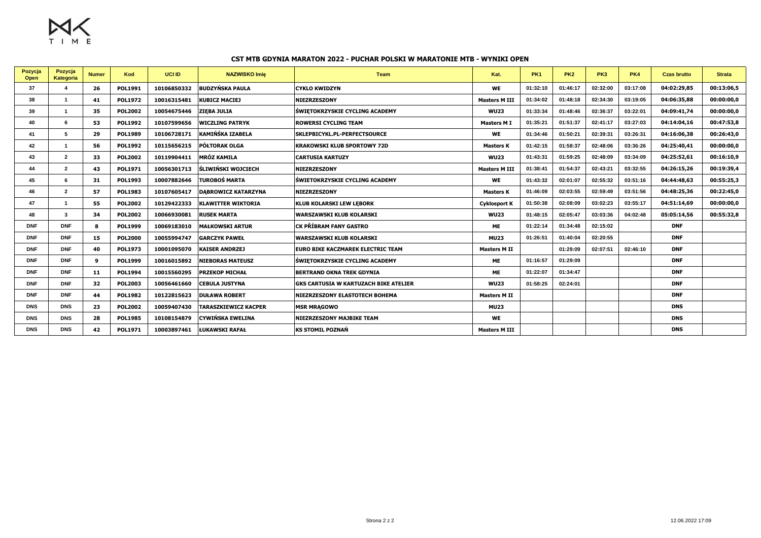**CST MTB GDYNIA MARATON 2022 - PUCHAR POLSKI W MARATONIE MTB - WYNIKI OPEN**

| Pozycja Open | Pozycja Kategoria | Numer | Kod | UCI ID | NAZWISKO Imię | Team | Kat. | PK1 | PK2 | PK3 | PK4 | Czas brutto | Strata |
|---|---|---|---|---|---|---|---|---|---|---|---|---|---|
| 37 | 4 | 26 | POL1991 | 10106850332 | BUDZYŃSKA PAULA | CYKLO KWIDZYN | WE | 01:32:10 | 01:46:17 | 02:32:00 | 03:17:08 | 04:02:29,85 | 00:13:06,5 |
| 38 | 1 | 41 | POL1972 | 10016315481 | KUBICZ MACIEJ | NIEZRZESZONY | Masters M III | 01:34:02 | 01:48:18 | 02:34:30 | 03:19:05 | 04:06:35,88 | 00:00:00,0 |
| 39 | 1 | 35 | POL2002 | 10054675446 | ZIĘBA JULIA | ŚWIĘTOKRZYSKIE CYCLING ACADEMY | WU23 | 01:33:34 | 01:48:46 | 02:36:37 | 03:22:01 | 04:09:41,74 | 00:00:00,0 |
| 40 | 6 | 53 | POL1992 | 10107599656 | WICZLING PATRYK | ROWERSI CYCLING TEAM | Masters M I | 01:35:21 | 01:51:37 | 02:41:17 | 03:27:03 | 04:14:04,16 | 00:47:53,8 |
| 41 | 5 | 29 | POL1989 | 10106728171 | KAMIŃŚKA IZABELA | SKLEPBICYKL.PL-PERFECTSOURCE | WE | 01:34:46 | 01:50:21 | 02:39:31 | 03:26:31 | 04:16:06,38 | 00:26:43,0 |
| 42 | 1 | 56 | POL1992 | 10115656215 | PÓŁTORAK OLGA | KRAKOWSKI KLUB SPORTOWY 72D | Masters K | 01:42:15 | 01:58:37 | 02:48:06 | 03:36:26 | 04:25:40,41 | 00:00:00,0 |
| 43 | 2 | 33 | POL2002 | 10119904411 | MRÓZ KAMILA | CARTUSIA KARTUZY | WU23 | 01:43:31 | 01:59:25 | 02:48:09 | 03:34:09 | 04:25:52,61 | 00:16:10,9 |
| 44 | 2 | 43 | POL1971 | 10056301713 | ŚLIWIŃSKI WOJCIECH | NIEZRZESZONY | Masters M III | 01:38:41 | 01:54:37 | 02:43:21 | 03:32:55 | 04:26:15,26 | 00:19:39,4 |
| 45 | 6 | 31 | POL1993 | 10007882646 | TUROBOŚ MARTA | ŚWIETOKRZYSKIE CYCLING ACADEMY | WE | 01:43:32 | 02:01:07 | 02:55:32 | 03:51:16 | 04:44:48,63 | 00:55:25,3 |
| 46 | 2 | 57 | POL1983 | 10107605417 | DĄBROWICZ KATARZYNA | NIEZRZESZONY | Masters K | 01:46:09 | 02:03:55 | 02:59:49 | 03:51:56 | 04:48:25,36 | 00:22:45,0 |
| 47 | 1 | 55 | POL2002 | 10129422333 | KLAWITTER WIKTORIA | KLUB KOLARSKI LEW LĘBORK | Cyklosport K | 01:50:38 | 02:08:09 | 03:02:23 | 03:55:17 | 04:51:14,69 | 00:00:00,0 |
| 48 | 3 | 34 | POL2002 | 10066930081 | RUSEK MARTA | WARSZAWSKI KLUB KOLARSKI | WU23 | 01:48:15 | 02:05:47 | 03:03:36 | 04:02:48 | 05:05:14,56 | 00:55:32,8 |
| DNF | DNF | 8 | POL1999 | 10069183010 | MAŁKOWSKI ARTUR | CK PŘÍBRAM FANY GASTRO | ME | 01:22:14 | 01:34:48 | 02:15:02 | | DNF | |
| DNF | DNF | 15 | POL2000 | 10055994747 | GARCZYK PAWEŁ | WARSZAWSKI KLUB KOLARSKI | MU23 | 01:26:51 | 01:40:04 | 02:20:55 | | DNF | |
| DNF | DNF | 40 | POL1973 | 10001095070 | KAISER ANDRZEJ | EURO BIKE KACZMAREK ELECTRIC TEAM | Masters M II | | 01:29:09 | 02:07:51 | 02:46:10 | DNF | |
| DNF | DNF | 9 | POL1999 | 10016015892 | NIEBORAS MATEUSZ | ŚWIĘTOKRZYSKIE CYCLING ACADEMY | ME | 01:16:57 | 01:29:09 | | | DNF | |
| DNF | DNF | 11 | POL1994 | 10015560295 | PRZEKOP MICHAŁ | BERTRAND OKNA TREK GDYNIA | ME | 01:22:07 | 01:34:47 | | | DNF | |
| DNF | DNF | 32 | POL2003 | 10056461660 | CEBULA JUSTYNA | GKS CARTUSIA W KARTUZACH BIKE ATELIER | WU23 | 01:58:25 | 02:24:01 | | | DNF | |
| DNF | DNF | 44 | POL1982 | 10122815623 | DUŁAWA ROBERT | NIEZRZESZONY ELASTOTECH BOHEMA | Masters M II | | | | | DNF | |
| DNS | DNS | 23 | POL2002 | 10059407430 | TARASZKIEWICZ KACPER | MSR MRĄGOWO | MU23 | | | | | DNS | |
| DNS | DNS | 28 | POL1985 | 10108154879 | CYWIŃSKA EWELINA | NIEZRZESZONY MAJBIKE TEAM | WE | | | | | DNS | |
| DNS | DNS | 42 | POL1971 | 10003897461 | ŁUKAWSKI RAFAŁ | KS STOMIL POZNAŃ | Masters M III | | | | | DNS | |

12.06.2022 17:09